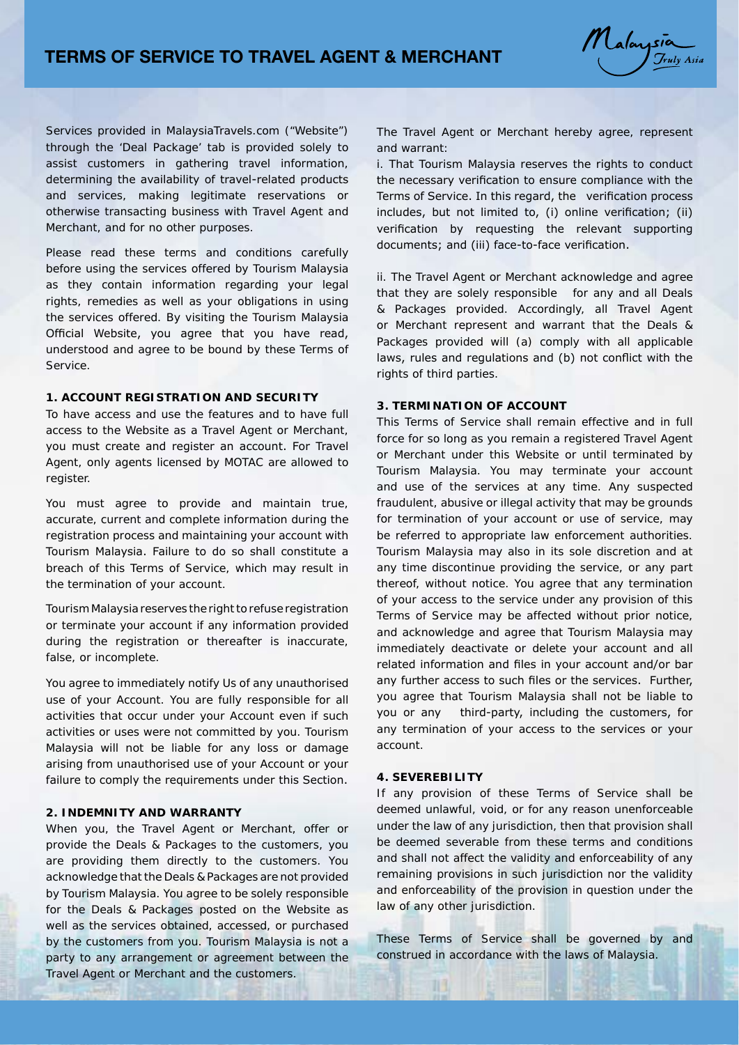# TERMS OF SERVICE TO TRAVEL AGENT & MERCHANT

Services provided in MalaysiaTravels.com ("Website") through the 'Deal Package' tab is provided solely to assist customers in gathering travel information, determining the availability of travel-related products and services, making legitimate reservations or otherwise transacting business with Travel Agent and Merchant, and for no other purposes.

Please read these terms and conditions carefully before using the services offered by Tourism Malaysia as they contain information regarding your legal rights, remedies as well as your obligations in using the services offered. By visiting the Tourism Malaysia Official Website, you agree that you have read, understood and agree to be bound by these Terms of Service.

**1. ACCOUNT REGISTRATION AND SECURITY**

To have access and use the features and to have full access to the Website as a Travel Agent or Merchant, you must create and register an account. For Travel Agent, only agents licensed by MOTAC are allowed to register.

You must agree to provide and maintain true, accurate, current and complete information during the registration process and maintaining your account with Tourism Malaysia. Failure to do so shall constitute a breach of this Terms of Service, which may result in the termination of your account.

Tourism Malaysia reserves the right to refuse registration or terminate your account if any information provided during the registration or thereafter is inaccurate, false, or incomplete.

You agree to immediately notify Us of any unauthorised use of your Account. You are fully responsible for all activities that occur under your Account even if such activities or uses were not committed by you. Tourism Malaysia will not be liable for any loss or damage arising from unauthorised use of your Account or your failure to comply the requirements under this Section.

**2. INDEMNITY AND WARRANTY**

When you, the Travel Agent or Merchant, offer or provide the Deals & Packages to the customers, you are providing them directly to the customers. You acknowledge that the Deals & Packages are not provided by Tourism Malaysia. You agree to be solely responsible for the Deals & Packages posted on the Website as well as the services obtained, accessed, or purchased by the customers from you. Tourism Malaysia is not a party to any arrangement or agreement between the Travel Agent or Merchant and the customers.

The Travel Agent or Merchant hereby agree, represent and warrant:

i. That Tourism Malaysia reserves the rights to conduct the necessary verification to ensure compliance with the Terms of Service. In this regard, the verification process includes, but not limited to, (i) online verification; (ii) verification by requesting the relevant supporting documents; and (iii) face-to-face verification.

ii. The Travel Agent or Merchant acknowledge and agree that they are solely responsible for any and all Deals & Packages provided. Accordingly, all Travel Agent or Merchant represent and warrant that the Deals & Packages provided will (a) comply with all applicable laws, rules and regulations and (b) not conflict with the rights of third parties.

**3. TERMINATION OF ACCOUNT**

This Terms of Service shall remain effective and in full force for so long as you remain a registered Travel Agent or Merchant under this Website or until terminated by Tourism Malaysia. You may terminate your account and use of the services at any time. Any suspected fraudulent, abusive or illegal activity that may be grounds for termination of your account or use of service, may be referred to appropriate law enforcement authorities. Tourism Malaysia may also in its sole discretion and at any time discontinue providing the service, or any part thereof, without notice. You agree that any termination of your access to the service under any provision of this Terms of Service may be affected without prior notice, and acknowledge and agree that Tourism Malaysia may immediately deactivate or delete your account and all related information and files in your account and/or bar any further access to such files or the services. Further, you agree that Tourism Malaysia shall not be liable to you or any third-party, including the customers, for any termination of your access to the services or your account.

**4. SEVEREBILITY**

If any provision of these Terms of Service shall be deemed unlawful, void, or for any reason unenforceable under the law of any jurisdiction, then that provision shall be deemed severable from these terms and conditions and shall not affect the validity and enforceability of any remaining provisions in such jurisdiction nor the validity and enforceability of the provision in question under the law of any other jurisdiction.

These Terms of Service shall be governed by and construed in accordance with the laws of Malaysia.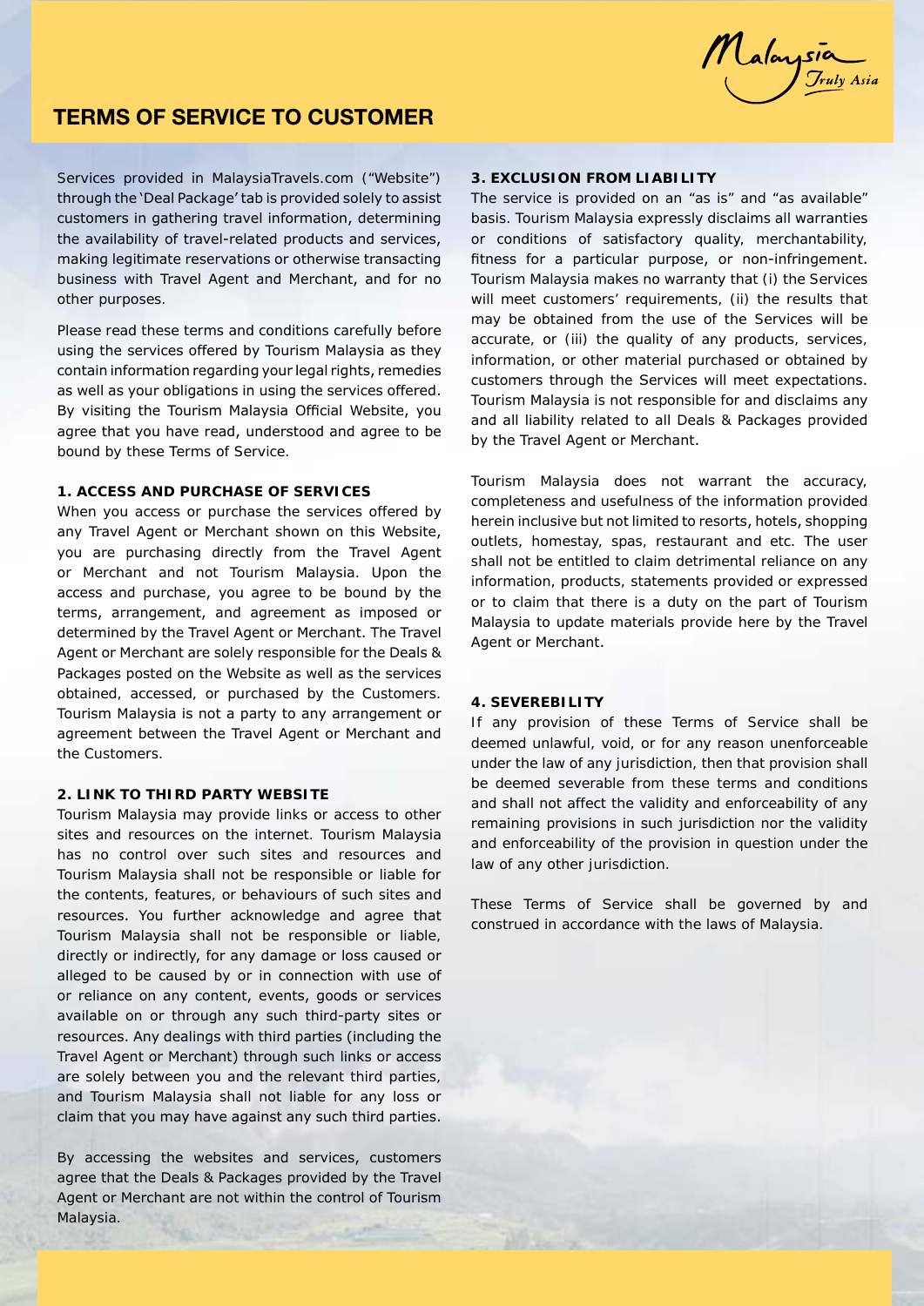# TERMS OF SERVICE TO CUSTOMER

Services provided in MalaysiaTravels.com ("Website") through the 'Deal Package' tab is provided solely to assist customers in gathering travel information, determining the availability of travel-related products and services, making legitimate reservations or otherwise transacting business with Travel Agent and Merchant, and for no other purposes.

Please read these terms and conditions carefully before using the services offered by Tourism Malaysia as they contain information regarding your legal rights, remedies as well as your obligations in using the services offered. By visiting the Tourism Malaysia Official Website, you agree that you have read, understood and agree to be bound by these Terms of Service.

**1. ACCESS AND PURCHASE OF SERVICES**

When you access or purchase the services offered by any Travel Agent or Merchant shown on this Website, you are purchasing directly from the Travel Agent or Merchant and not Tourism Malaysia. Upon the access and purchase, you agree to be bound by the terms, arrangement, and agreement as imposed or determined by the Travel Agent or Merchant. The Travel Agent or Merchant are solely responsible for the Deals & Packages posted on the Website as well as the services obtained, accessed, or purchased by the Customers. Tourism Malaysia is not a party to any arrangement or agreement between the Travel Agent or Merchant and the Customers.

**2. LINK TO THIRD PARTY WEBSITE**

Tourism Malaysia may provide links or access to other sites and resources on the internet. Tourism Malaysia has no control over such sites and resources and Tourism Malaysia shall not be responsible or liable for the contents, features, or behaviours of such sites and resources. You further acknowledge and agree that Tourism Malaysia shall not be responsible or liable, directly or indirectly, for any damage or loss caused or alleged to be caused by or in connection with use of or reliance on any content, events, goods or services available on or through any such third-party sites or resources. Any dealings with third parties (including the Travel Agent or Merchant) through such links or access are solely between you and the relevant third parties, and Tourism Malaysia shall not liable for any loss or claim that you may have against any such third parties.

By accessing the websites and services, customers agree that the Deals & Packages provided by the Travel Agent or Merchant are not within the control of Tourism Malaysia.

**3. EXCLUSION FROM LIABILITY**

The service is provided on an "as is" and "as available" basis. Tourism Malaysia expressly disclaims all warranties or conditions of satisfactory quality, merchantability, fitness for a particular purpose, or non-infringement. Tourism Malaysia makes no warranty that (i) the Services will meet customers' requirements, (ii) the results that may be obtained from the use of the Services will be accurate, or (iii) the quality of any products, services, information, or other material purchased or obtained by customers through the Services will meet expectations. Tourism Malaysia is not responsible for and disclaims any and all liability related to all Deals & Packages provided by the Travel Agent or Merchant.

Tourism Malaysia does not warrant the accuracy, completeness and usefulness of the information provided herein inclusive but not limited to resorts, hotels, shopping outlets, homestay, spas, restaurant and etc. The user shall not be entitled to claim detrimental reliance on any information, products, statements provided or expressed or to claim that there is a duty on the part of Tourism Malaysia to update materials provide here by the Travel Agent or Merchant.

**4. SEVEREBILITY**

If any provision of these Terms of Service shall be deemed unlawful, void, or for any reason unenforceable under the law of any jurisdiction, then that provision shall be deemed severable from these terms and conditions and shall not affect the validity and enforceability of any remaining provisions in such jurisdiction nor the validity and enforceability of the provision in question under the law of any other jurisdiction.

These Terms of Service shall be governed by and construed in accordance with the laws of Malaysia.